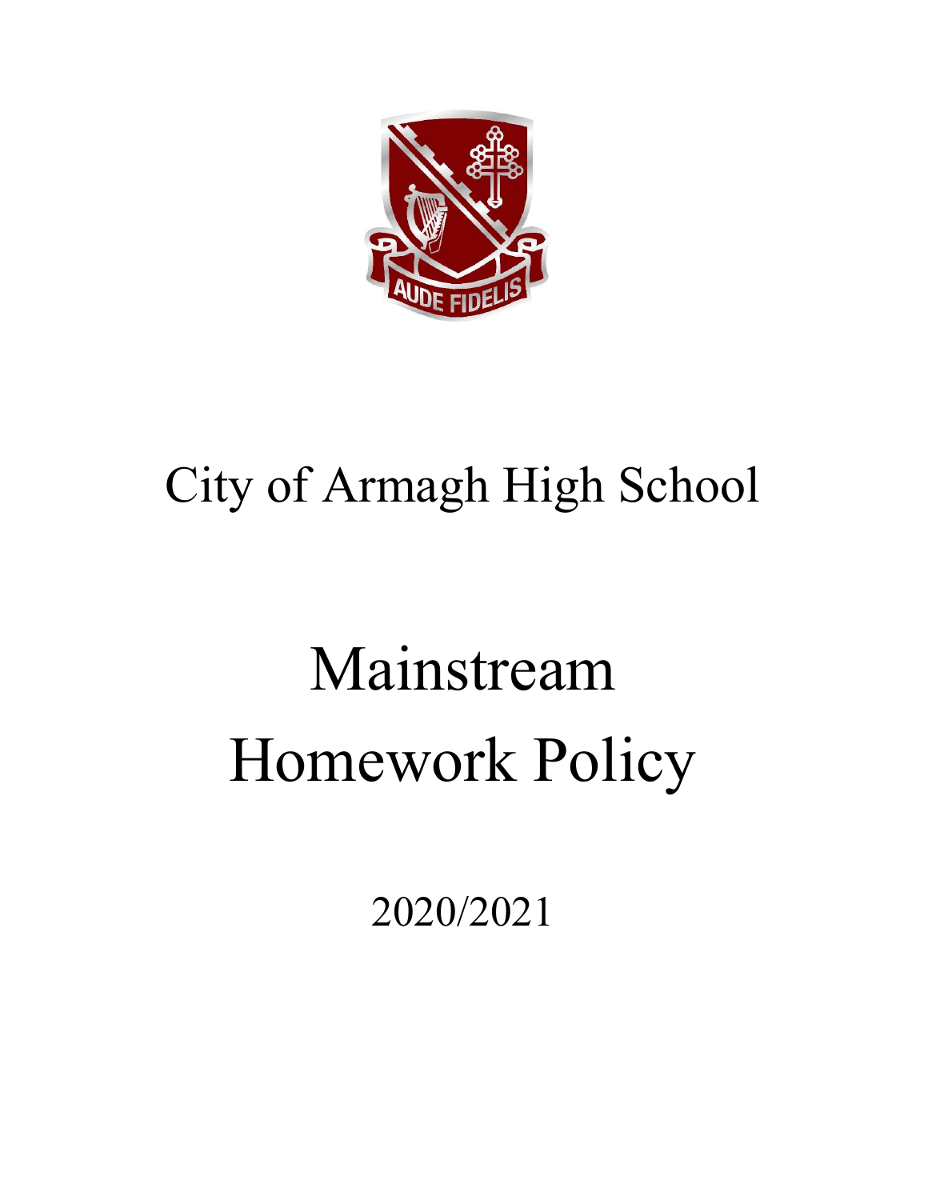# City of Armagh High School

# Mainstream Homework Policy

2020/2021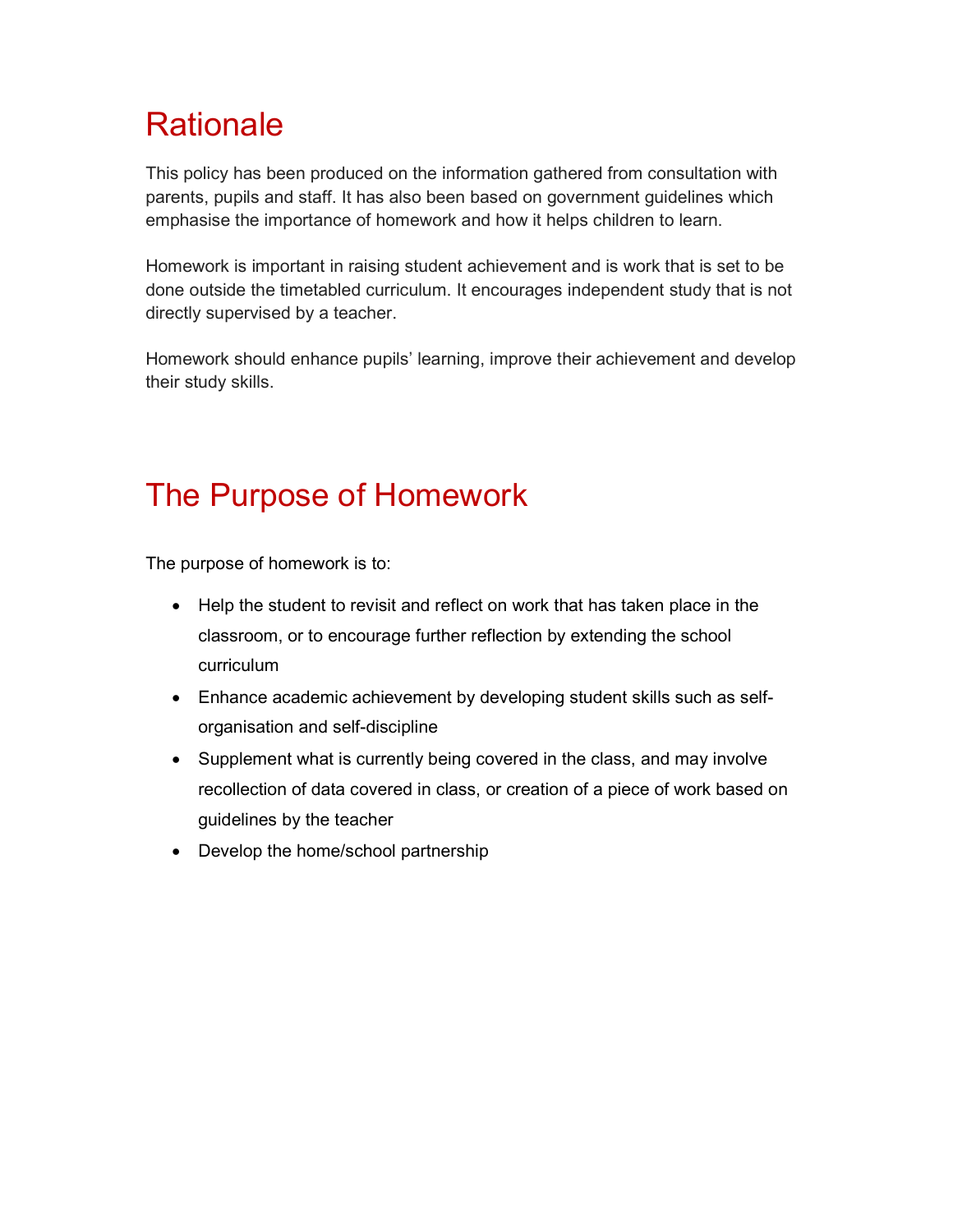# Rationale

This policy has been produced on the information gathered from consultation with parents, pupils and staff. It has also been based on government guidelines which emphasise the importance of homework and how it helps children to learn.

Homework is important in raising student achievement and is work that is set to be done outside the timetabled curriculum. It encourages independent study that is not directly supervised by a teacher.

Homework should enhance pupils' learning, improve their achievement and develop their study skills.

# The Purpose of Homework

The purpose of homework is to:

- Help the student to revisit and reflect on work that has taken place in the classroom, or to encourage further reflection by extending the school curriculum
- Enhance academic achievement by developing student skills such as self-organisation and self-discipline
- Supplement what is currently being covered in the class, and may involve recollection of data covered in class, or creation of a piece of work based on guidelines by the teacher
- Develop the home/school partnership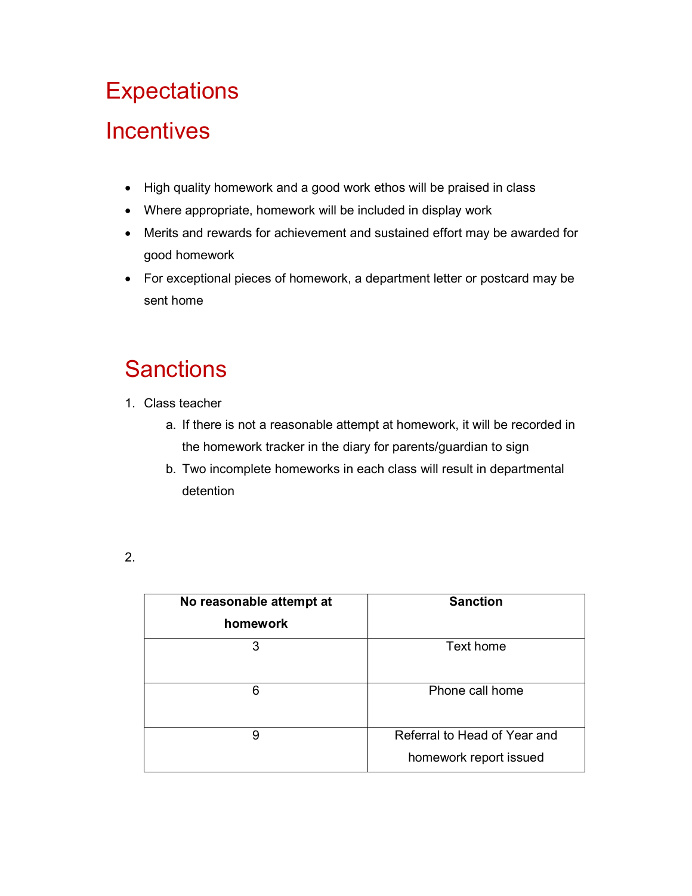# Expectations

# Incentives

- High quality homework and a good work ethos will be praised in class
- Where appropriate, homework will be included in display work
- Merits and rewards for achievement and sustained effort may be awarded for good homework
- For exceptional pieces of homework, a department letter or postcard may be sent home

# Sanctions

1. Class teacher
    a. If there is not a reasonable attempt at homework, it will be recorded in the homework tracker in the diary for parents/guardian to sign
    b. Two incomplete homeworks in each class will result in departmental detention

2.

| **No reasonable attempt at homework** | **Sanction** |
|---|---|
| 3 | Text home |
| 6 | Phone call home |
| 9 | Referral to Head of Year and homework report issued |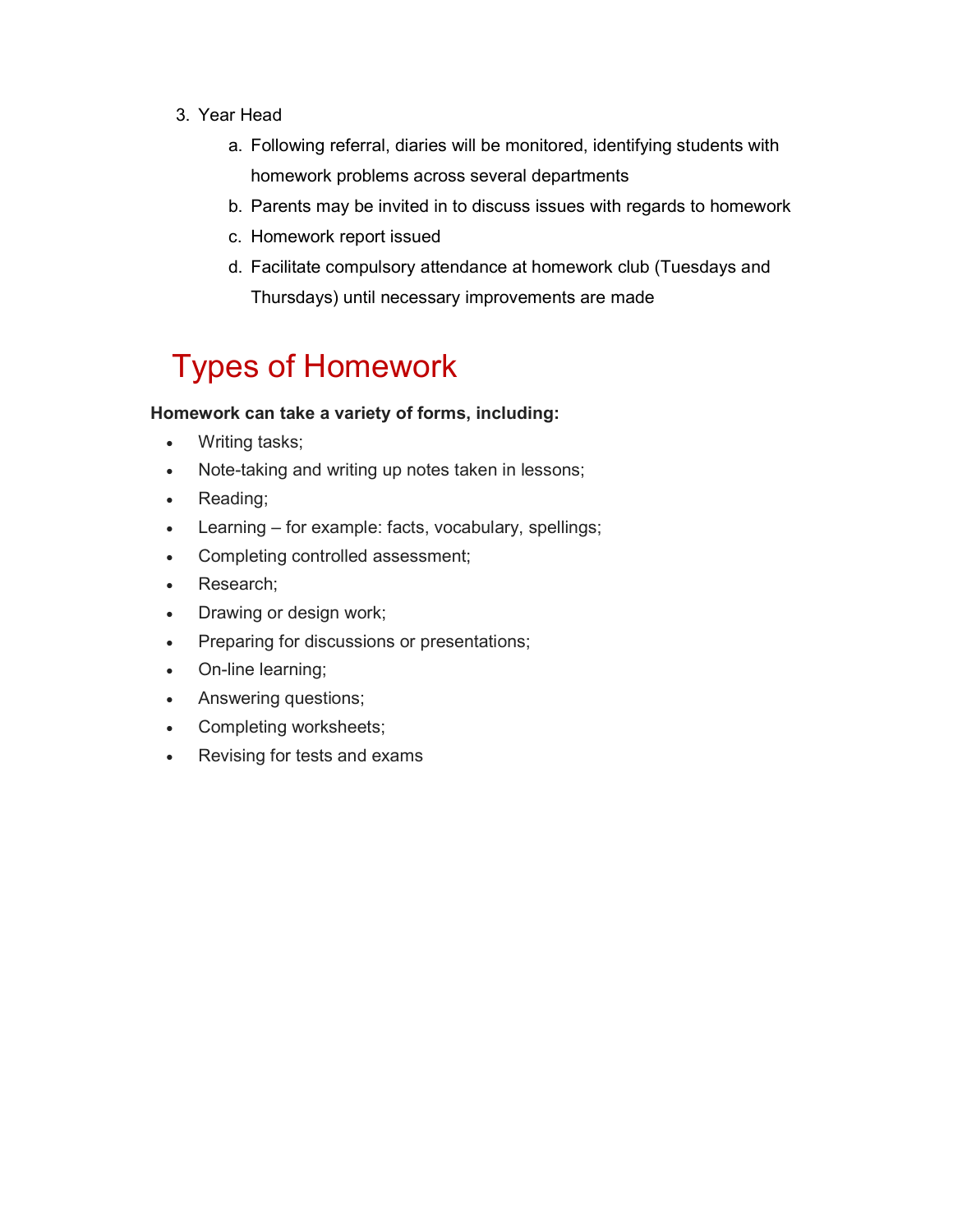3. Year Head
    a. Following referral, diaries will be monitored, identifying students with homework problems across several departments
    b. Parents may be invited in to discuss issues with regards to homework
    c. Homework report issued
    d. Facilitate compulsory attendance at homework club (Tuesdays and Thursdays) until necessary improvements are made

# Types of Homework

**Homework can take a variety of forms, including:**

- Writing tasks;
- Note-taking and writing up notes taken in lessons;
- Reading;
- Learning – for example: facts, vocabulary, spellings;
- Completing controlled assessment;
- Research;
- Drawing or design work;
- Preparing for discussions or presentations;
- On-line learning;
- Answering questions;
- Completing worksheets;
- Revising for tests and exams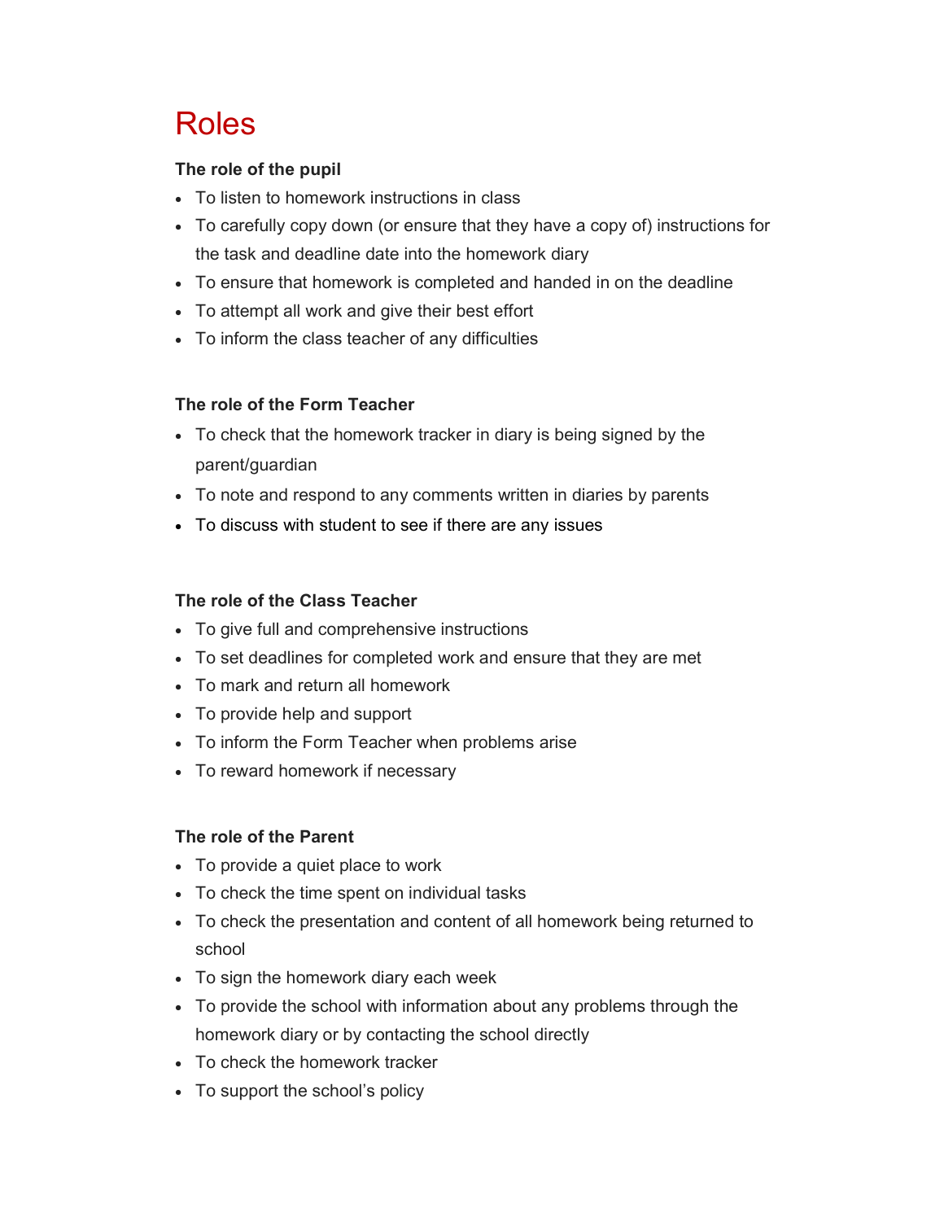# Roles

**The role of the pupil**

- To listen to homework instructions in class
- To carefully copy down (or ensure that they have a copy of) instructions for the task and deadline date into the homework diary
- To ensure that homework is completed and handed in on the deadline
- To attempt all work and give their best effort
- To inform the class teacher of any difficulties

**The role of the Form Teacher**

- To check that the homework tracker in diary is being signed by the parent/guardian
- To note and respond to any comments written in diaries by parents
- To discuss with student to see if there are any issues

**The role of the Class Teacher**

- To give full and comprehensive instructions
- To set deadlines for completed work and ensure that they are met
- To mark and return all homework
- To provide help and support
- To inform the Form Teacher when problems arise
- To reward homework if necessary

**The role of the Parent**

- To provide a quiet place to work
- To check the time spent on individual tasks
- To check the presentation and content of all homework being returned to school
- To sign the homework diary each week
- To provide the school with information about any problems through the homework diary or by contacting the school directly
- To check the homework tracker
- To support the school's policy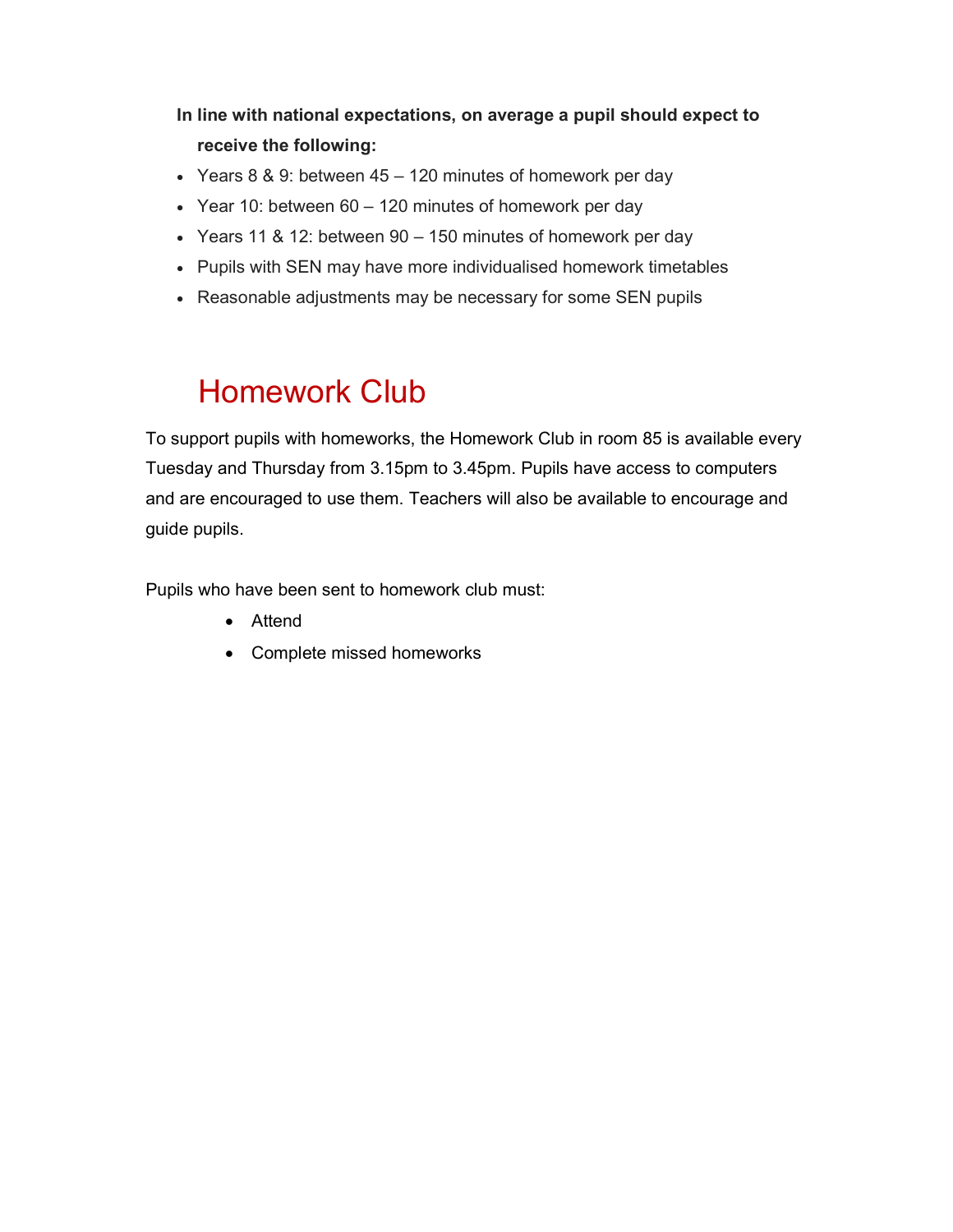**In line with national expectations, on average a pupil should expect to receive the following:**

- Years 8 & 9: between 45 – 120 minutes of homework per day
- Year 10: between 60 – 120 minutes of homework per day
- Years 11 & 12: between 90 – 150 minutes of homework per day
- Pupils with SEN may have more individualised homework timetables
- Reasonable adjustments may be necessary for some SEN pupils

## Homework Club

To support pupils with homeworks, the Homework Club in room 85 is available every Tuesday and Thursday from 3.15pm to 3.45pm. Pupils have access to computers and are encouraged to use them. Teachers will also be available to encourage and guide pupils.

Pupils who have been sent to homework club must:

- Attend
- Complete missed homeworks